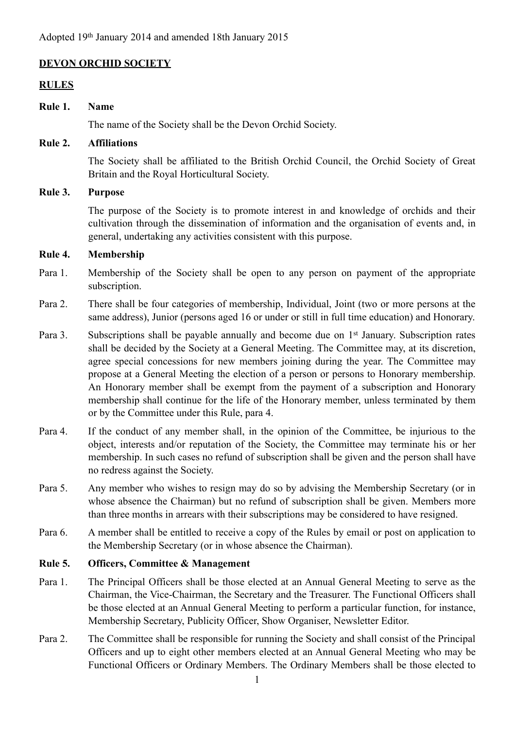Adopted 19th January 2014 and amended 18th January 2015

# DEVON ORCHID SOCIETY

## RULES

**Rule 1. Name**

The name of the Society shall be the Devon Orchid Society.

**Rule 2. Affiliations**

The Society shall be affiliated to the British Orchid Council, the Orchid Society of Great Britain and the Royal Horticultural Society.

**Rule 3. Purpose**

The purpose of the Society is to promote interest in and knowledge of orchids and their cultivation through the dissemination of information and the organisation of events and, in general, undertaking any activities consistent with this purpose.

**Rule 4. Membership**

Para 1. Membership of the Society shall be open to any person on payment of the appropriate subscription.

Para 2. There shall be four categories of membership, Individual, Joint (two or more persons at the same address), Junior (persons aged 16 or under or still in full time education) and Honorary.

Para 3. Subscriptions shall be payable annually and become due on 1st January. Subscription rates shall be decided by the Society at a General Meeting. The Committee may, at its discretion, agree special concessions for new members joining during the year. The Committee may propose at a General Meeting the election of a person or persons to Honorary membership. An Honorary member shall be exempt from the payment of a subscription and Honorary membership shall continue for the life of the Honorary member, unless terminated by them or by the Committee under this Rule, para 4.

Para 4. If the conduct of any member shall, in the opinion of the Committee, be injurious to the object, interests and/or reputation of the Society, the Committee may terminate his or her membership. In such cases no refund of subscription shall be given and the person shall have no redress against the Society.

Para 5. Any member who wishes to resign may do so by advising the Membership Secretary (or in whose absence the Chairman) but no refund of subscription shall be given. Members more than three months in arrears with their subscriptions may be considered to have resigned.

Para 6. A member shall be entitled to receive a copy of the Rules by email or post on application to the Membership Secretary (or in whose absence the Chairman).

**Rule 5. Officers, Committee & Management**

Para 1. The Principal Officers shall be those elected at an Annual General Meeting to serve as the Chairman, the Vice-Chairman, the Secretary and the Treasurer. The Functional Officers shall be those elected at an Annual General Meeting to perform a particular function, for instance, Membership Secretary, Publicity Officer, Show Organiser, Newsletter Editor.

Para 2. The Committee shall be responsible for running the Society and shall consist of the Principal Officers and up to eight other members elected at an Annual General Meeting who may be Functional Officers or Ordinary Members. The Ordinary Members shall be those elected to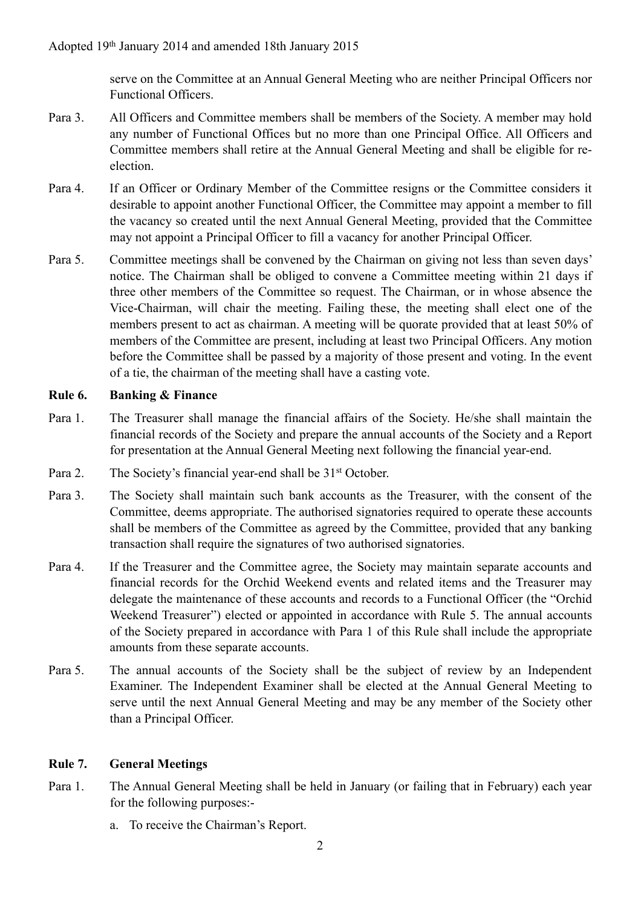serve on the Committee at an Annual General Meeting who are neither Principal Officers nor Functional Officers.

Para 3. All Officers and Committee members shall be members of the Society. A member may hold any number of Functional Offices but no more than one Principal Office. All Officers and Committee members shall retire at the Annual General Meeting and shall be eligible for re-election.

Para 4. If an Officer or Ordinary Member of the Committee resigns or the Committee considers it desirable to appoint another Functional Officer, the Committee may appoint a member to fill the vacancy so created until the next Annual General Meeting, provided that the Committee may not appoint a Principal Officer to fill a vacancy for another Principal Officer.

Para 5. Committee meetings shall be convened by the Chairman on giving not less than seven days' notice. The Chairman shall be obliged to convene a Committee meeting within 21 days if three other members of the Committee so request. The Chairman, or in whose absence the Vice-Chairman, will chair the meeting. Failing these, the meeting shall elect one of the members present to act as chairman. A meeting will be quorate provided that at least 50% of members of the Committee are present, including at least two Principal Officers. Any motion before the Committee shall be passed by a majority of those present and voting. In the event of a tie, the chairman of the meeting shall have a casting vote.

## Rule 6. Banking & Finance

Para 1. The Treasurer shall manage the financial affairs of the Society. He/she shall maintain the financial records of the Society and prepare the annual accounts of the Society and a Report for presentation at the Annual General Meeting next following the financial year-end.

Para 2. The Society's financial year-end shall be 31st October.

Para 3. The Society shall maintain such bank accounts as the Treasurer, with the consent of the Committee, deems appropriate. The authorised signatories required to operate these accounts shall be members of the Committee as agreed by the Committee, provided that any banking transaction shall require the signatures of two authorised signatories.

Para 4. If the Treasurer and the Committee agree, the Society may maintain separate accounts and financial records for the Orchid Weekend events and related items and the Treasurer may delegate the maintenance of these accounts and records to a Functional Officer (the "Orchid Weekend Treasurer") elected or appointed in accordance with Rule 5. The annual accounts of the Society prepared in accordance with Para 1 of this Rule shall include the appropriate amounts from these separate accounts.

Para 5. The annual accounts of the Society shall be the subject of review by an Independent Examiner. The Independent Examiner shall be elected at the Annual General Meeting to serve until the next Annual General Meeting and may be any member of the Society other than a Principal Officer.

## Rule 7. General Meetings

Para 1. The Annual General Meeting shall be held in January (or failing that in February) each year for the following purposes:-

a. To receive the Chairman's Report.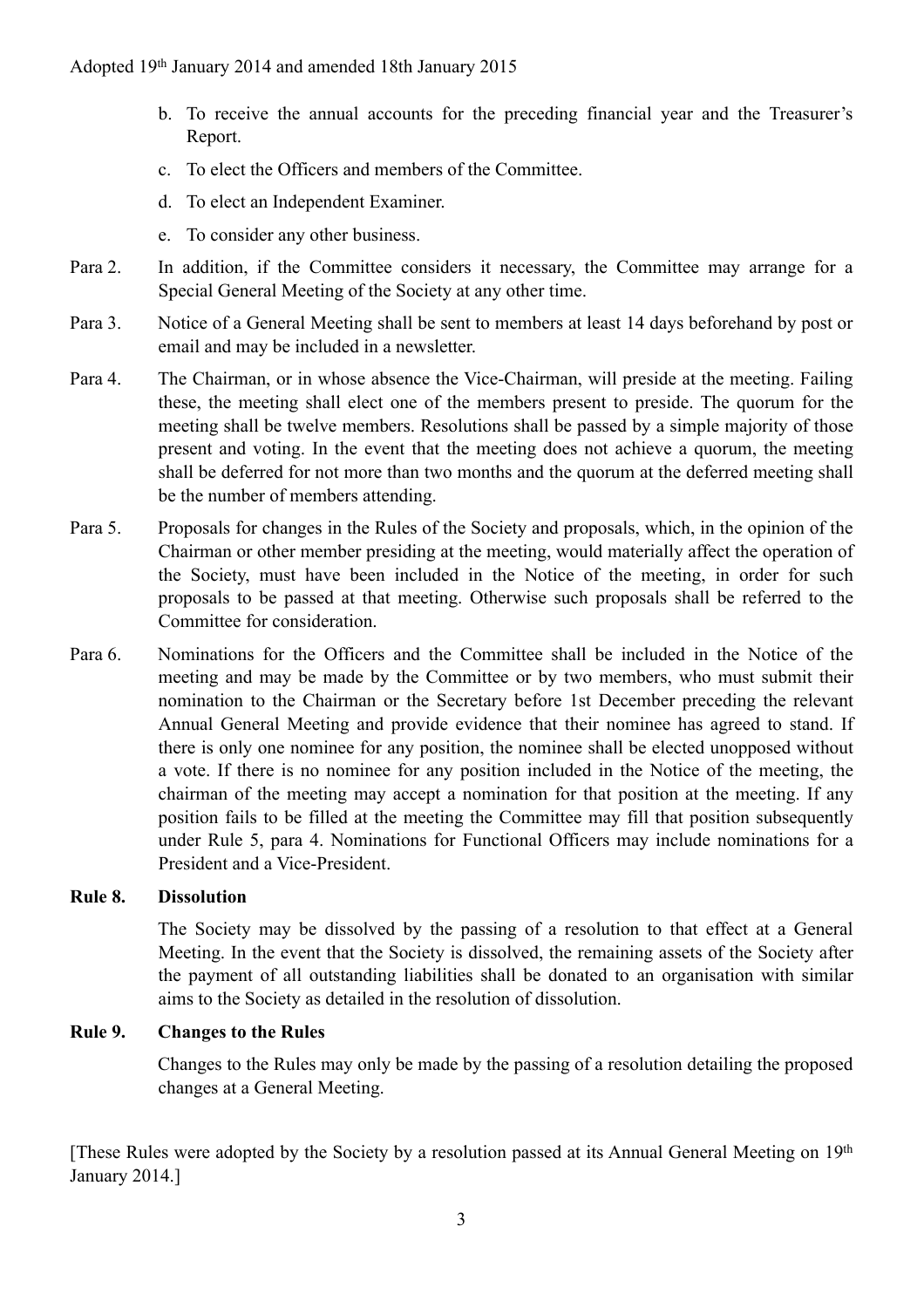b. To receive the annual accounts for the preceding financial year and the Treasurer's Report.

c. To elect the Officers and members of the Committee.

d. To elect an Independent Examiner.

e. To consider any other business.

Para 2. In addition, if the Committee considers it necessary, the Committee may arrange for a Special General Meeting of the Society at any other time.

Para 3. Notice of a General Meeting shall be sent to members at least 14 days beforehand by post or email and may be included in a newsletter.

Para 4. The Chairman, or in whose absence the Vice-Chairman, will preside at the meeting. Failing these, the meeting shall elect one of the members present to preside. The quorum for the meeting shall be twelve members. Resolutions shall be passed by a simple majority of those present and voting. In the event that the meeting does not achieve a quorum, the meeting shall be deferred for not more than two months and the quorum at the deferred meeting shall be the number of members attending.

Para 5. Proposals for changes in the Rules of the Society and proposals, which, in the opinion of the Chairman or other member presiding at the meeting, would materially affect the operation of the Society, must have been included in the Notice of the meeting, in order for such proposals to be passed at that meeting. Otherwise such proposals shall be referred to the Committee for consideration.

Para 6. Nominations for the Officers and the Committee shall be included in the Notice of the meeting and may be made by the Committee or by two members, who must submit their nomination to the Chairman or the Secretary before 1st December preceding the relevant Annual General Meeting and provide evidence that their nominee has agreed to stand. If there is only one nominee for any position, the nominee shall be elected unopposed without a vote. If there is no nominee for any position included in the Notice of the meeting, the chairman of the meeting may accept a nomination for that position at the meeting. If any position fails to be filled at the meeting the Committee may fill that position subsequently under Rule 5, para 4. Nominations for Functional Officers may include nominations for a President and a Vice-President.

**Rule 8. Dissolution**

The Society may be dissolved by the passing of a resolution to that effect at a General Meeting. In the event that the Society is dissolved, the remaining assets of the Society after the payment of all outstanding liabilities shall be donated to an organisation with similar aims to the Society as detailed in the resolution of dissolution.

**Rule 9. Changes to the Rules**

Changes to the Rules may only be made by the passing of a resolution detailing the proposed changes at a General Meeting.

[These Rules were adopted by the Society by a resolution passed at its Annual General Meeting on 19th January 2014.]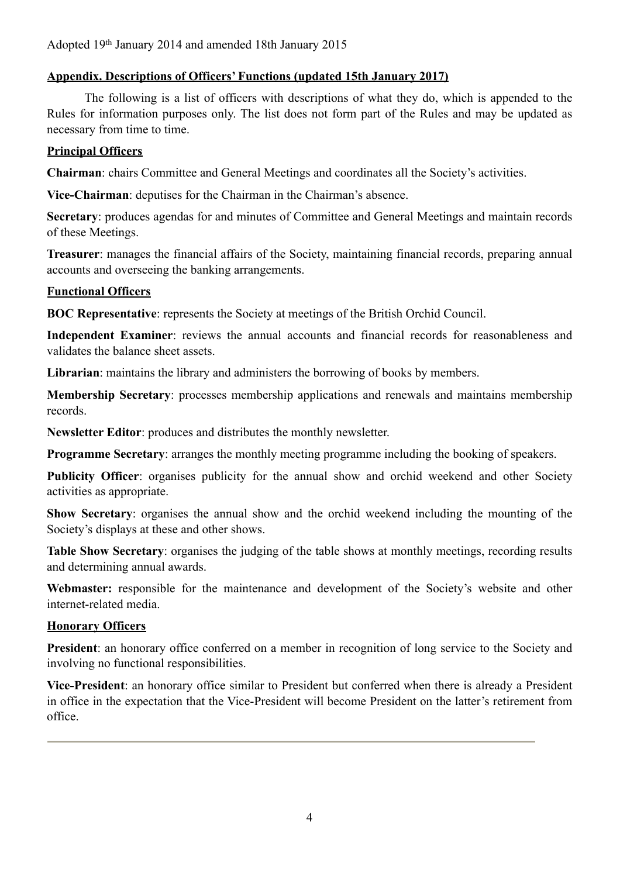Adopted 19th January 2014 and amended 18th January 2015

## Appendix. Descriptions of Officers' Functions (updated 15th January 2017)

The following is a list of officers with descriptions of what they do, which is appended to the Rules for information purposes only. The list does not form part of the Rules and may be updated as necessary from time to time.

### Principal Officers

**Chairman**: chairs Committee and General Meetings and coordinates all the Society's activities.

**Vice-Chairman**: deputises for the Chairman in the Chairman's absence.

**Secretary**: produces agendas for and minutes of Committee and General Meetings and maintain records of these Meetings.

**Treasurer**: manages the financial affairs of the Society, maintaining financial records, preparing annual accounts and overseeing the banking arrangements.

### Functional Officers

**BOC Representative**: represents the Society at meetings of the British Orchid Council.

**Independent Examiner**: reviews the annual accounts and financial records for reasonableness and validates the balance sheet assets.

**Librarian**: maintains the library and administers the borrowing of books by members.

**Membership Secretary**: processes membership applications and renewals and maintains membership records.

**Newsletter Editor**: produces and distributes the monthly newsletter.

**Programme Secretary**: arranges the monthly meeting programme including the booking of speakers.

**Publicity Officer**: organises publicity for the annual show and orchid weekend and other Society activities as appropriate.

**Show Secretary**: organises the annual show and the orchid weekend including the mounting of the Society's displays at these and other shows.

**Table Show Secretary**: organises the judging of the table shows at monthly meetings, recording results and determining annual awards.

**Webmaster:** responsible for the maintenance and development of the Society's website and other internet-related media.

### Honorary Officers

**President**: an honorary office conferred on a member in recognition of long service to the Society and involving no functional responsibilities.

**Vice-President**: an honorary office similar to President but conferred when there is already a President in office in the expectation that the Vice-President will become President on the latter's retirement from office.